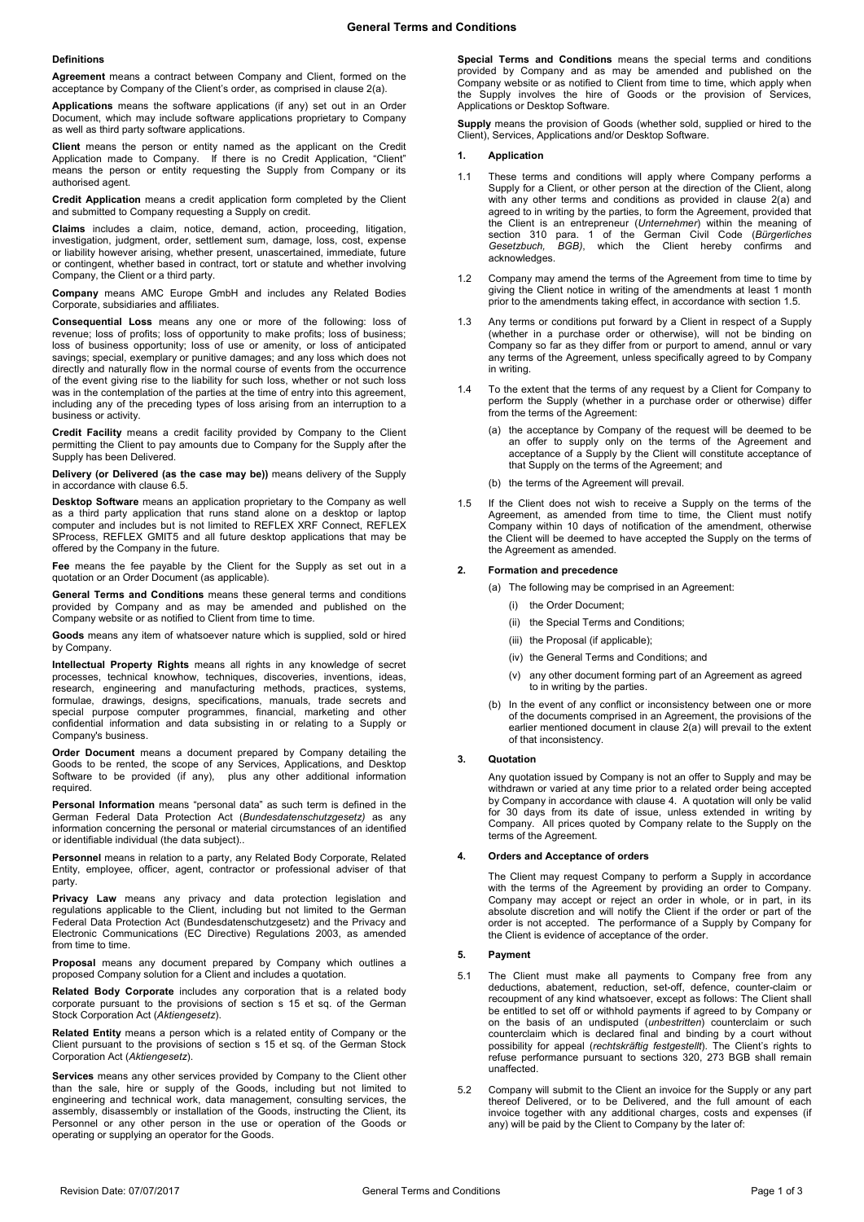# General Terms and Conditions

## Definitions

**Agreement** means a contract between Company and Client, formed on the acceptance by Company of the Client's order, as comprised in clause 2(a).

**Applications** means the software applications (if any) set out in an Order Document, which may include software applications proprietary to Company as well as third party software applications.

**Client** means the person or entity named as the applicant on the Credit Application made to Company. If there is no Credit Application, "Client" means the person or entity requesting the Supply from Company or its authorised agent.

**Credit Application** means a credit application form completed by the Client and submitted to Company requesting a Supply on credit.

**Claims** includes a claim, notice, demand, action, proceeding, litigation, investigation, judgment, order, settlement sum, damage, loss, cost, expense or liability however arising, whether present, unascertained, immediate, future or contingent, whether based in contract, tort or statute and whether involving Company, the Client or a third party.

**Company** means AMC Europe GmbH and includes any Related Bodies Corporate, subsidiaries and affiliates.

**Consequential Loss** means any one or more of the following: loss of revenue; loss of profits; loss of opportunity to make profits; loss of business; loss of business opportunity; loss of use or amenity, or loss of anticipated savings; special, exemplary or punitive damages; and any loss which does not directly and naturally flow in the normal course of events from the occurrence of the event giving rise to the liability for such loss, whether or not such loss was in the contemplation of the parties at the time of entry into this agreement, including any of the preceding types of loss arising from an interruption to a business or activity.

**Credit Facility** means a credit facility provided by Company to the Client permitting the Client to pay amounts due to Company for the Supply after the Supply has been Delivered.

**Delivery (or Delivered (as the case may be))** means delivery of the Supply in accordance with clause 6.5.

**Desktop Software** means an application proprietary to the Company as well as a third party application that runs stand alone on a desktop or laptop computer and includes but is not limited to REFLEX XRF Connect, REFLEX SProcess, REFLEX GMIT5 and all future desktop applications that may be offered by the Company in the future.

**Fee** means the fee payable by the Client for the Supply as set out in a quotation or an Order Document (as applicable).

**General Terms and Conditions** means these general terms and conditions provided by Company and as may be amended and published on the Company website or as notified to Client from time to time.

**Goods** means any item of whatsoever nature which is supplied, sold or hired by Company.

**Intellectual Property Rights** means all rights in any knowledge of secret processes, technical knowhow, techniques, discoveries, inventions, ideas, research, engineering and manufacturing methods, practices, systems, formulae, drawings, designs, specifications, manuals, trade secrets and special purpose computer programmes, financial, marketing and other confidential information and data subsisting in or relating to a Supply or Company's business.

**Order Document** means a document prepared by Company detailing the Goods to be rented, the scope of any Services, Applications, and Desktop Software to be provided (if any), plus any other additional information required.

**Personal Information** means "personal data" as such term is defined in the German Federal Data Protection Act (*Bundesdatenschutzgesetz)* as any information concerning the personal or material circumstances of an identified or identifiable individual (the data subject)..

**Personnel** means in relation to a party, any Related Body Corporate, Related Entity, employee, officer, agent, contractor or professional adviser of that party.

**Privacy Law** means any privacy and data protection legislation and regulations applicable to the Client, including but not limited to the German Federal Data Protection Act (Bundesdatenschutzgesetz) and the Privacy and Electronic Communications (EC Directive) Regulations 2003, as amended from time to time.

**Proposal** means any document prepared by Company which outlines a proposed Company solution for a Client and includes a quotation.

**Related Body Corporate** includes any corporation that is a related body corporate pursuant to the provisions of section s 15 et sq. of the German Stock Corporation Act (*Aktiengesetz*).

**Related Entity** means a person which is a related entity of Company or the Client pursuant to the provisions of section s 15 et sq. of the German Stock Corporation Act (*Aktiengesetz*).

**Services** means any other services provided by Company to the Client other than the sale, hire or supply of the Goods, including but not limited to engineering and technical work, data management, consulting services, the assembly, disassembly or installation of the Goods, instructing the Client, its Personnel or any other person in the use or operation of the Goods or operating or supplying an operator for the Goods.

**Special Terms and Conditions** means the special terms and conditions provided by Company and as may be amended and published on the Company website or as notified to Client from time to time, which apply when the Supply involves the hire of Goods or the provision of Services, Applications or Desktop Software.

**Supply** means the provision of Goods (whether sold, supplied or hired to the Client), Services, Applications and/or Desktop Software.

## 1. Application

1.1 These terms and conditions will apply where Company performs a Supply for a Client, or other person at the direction of the Client, along with any other terms and conditions as provided in clause 2(a) and agreed to in writing by the parties, to form the Agreement, provided that the Client is an entrepreneur (*Unternehmer*) within the meaning of section 310 para. 1 of the German Civil Code (*Bürgerliches Gesetzbuch, BGB)*, which the Client hereby confirms and acknowledges.

1.2 Company may amend the terms of the Agreement from time to time by giving the Client notice in writing of the amendments at least 1 month prior to the amendments taking effect, in accordance with section 1.5.

1.3 Any terms or conditions put forward by a Client in respect of a Supply (whether in a purchase order or otherwise), will not be binding on Company so far as they differ from or purport to amend, annul or vary any terms of the Agreement, unless specifically agreed to by Company in writing.

1.4 To the extent that the terms of any request by a Client for Company to perform the Supply (whether in a purchase order or otherwise) differ from the terms of the Agreement:

(a) the acceptance by Company of the request will be deemed to be an offer to supply only on the terms of the Agreement and acceptance of a Supply by the Client will constitute acceptance of that Supply on the terms of the Agreement; and

(b) the terms of the Agreement will prevail.

1.5 If the Client does not wish to receive a Supply on the terms of the Agreement, as amended from time to time, the Client must notify Company within 10 days of notification of the amendment, otherwise the Client will be deemed to have accepted the Supply on the terms of the Agreement as amended.

## 2. Formation and precedence

(a) The following may be comprised in an Agreement:

(i) the Order Document;

(ii) the Special Terms and Conditions;

(iii) the Proposal (if applicable);

(iv) the General Terms and Conditions; and

(v) any other document forming part of an Agreement as agreed to in writing by the parties.

(b) In the event of any conflict or inconsistency between one or more of the documents comprised in an Agreement, the provisions of the earlier mentioned document in clause 2(a) will prevail to the extent of that inconsistency.

## 3. Quotation

Any quotation issued by Company is not an offer to Supply and may be withdrawn or varied at any time prior to a related order being accepted by Company in accordance with clause 4. A quotation will only be valid for 30 days from its date of issue, unless extended in writing by Company. All prices quoted by Company relate to the Supply on the terms of the Agreement.

## 4. Orders and Acceptance of orders

The Client may request Company to perform a Supply in accordance with the terms of the Agreement by providing an order to Company. Company may accept or reject an order in whole, or in part, in its absolute discretion and will notify the Client if the order or part of the order is not accepted. The performance of a Supply by Company for the Client is evidence of acceptance of the order.

## 5. Payment

5.1 The Client must make all payments to Company free from any deductions, abatement, reduction, set-off, defence, counter-claim or recoupment of any kind whatsoever, except as follows: The Client shall be entitled to set off or withhold payments if agreed to by Company or on the basis of an undisputed (*unbestritten*) counterclaim or such counterclaim which is declared final and binding by a court without possibility for appeal (*rechtskräftig festgestellt*). The Client's rights to refuse performance pursuant to sections 320, 273 BGB shall remain unaffected.

5.2 Company will submit to the Client an invoice for the Supply or any part thereof Delivered, or to be Delivered, and the full amount of each invoice together with any additional charges, costs and expenses (if any) will be paid by the Client to Company by the later of: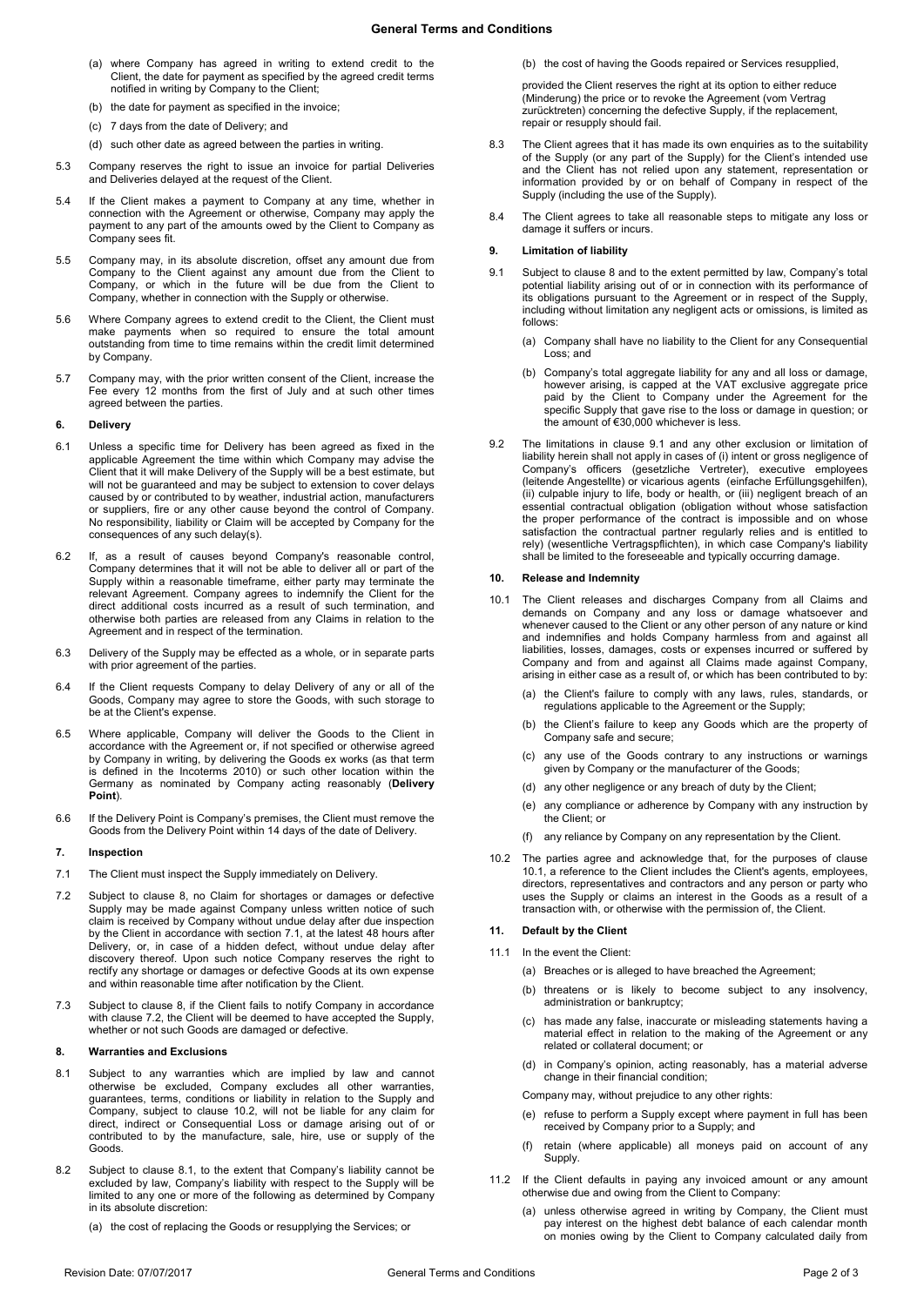(a) where Company has agreed in writing to extend credit to the Client, the date for payment as specified by the agreed credit terms notified in writing by Company to the Client;

(b) the date for payment as specified in the invoice;

(c) 7 days from the date of Delivery; and

(d) such other date as agreed between the parties in writing.

5.3 Company reserves the right to issue an invoice for partial Deliveries and Deliveries delayed at the request of the Client.

5.4 If the Client makes a payment to Company at any time, whether in connection with the Agreement or otherwise, Company may apply the payment to any part of the amounts owed by the Client to Company as Company sees fit.

5.5 Company may, in its absolute discretion, offset any amount due from Company to the Client against any amount due from the Client to Company, or which in the future will be due from the Client to Company, whether in connection with the Supply or otherwise.

5.6 Where Company agrees to extend credit to the Client, the Client must make payments when so required to ensure the total amount outstanding from time to time remains within the credit limit determined by Company.

5.7 Company may, with the prior written consent of the Client, increase the Fee every 12 months from the first of July and at such other times agreed between the parties.

## 6. Delivery

6.1 Unless a specific time for Delivery has been agreed as fixed in the applicable Agreement the time within which Company may advise the Client that it will make Delivery of the Supply will be a best estimate, but will not be guaranteed and may be subject to extension to cover delays caused by or contributed to by weather, industrial action, manufacturers or suppliers, fire or any other cause beyond the control of Company. No responsibility, liability or Claim will be accepted by Company for the consequences of any such delay(s).

6.2 If, as a result of causes beyond Company's reasonable control, Company determines that it will not be able to deliver all or part of the Supply within a reasonable timeframe, either party may terminate the relevant Agreement. Company agrees to indemnify the Client for the direct additional costs incurred as a result of such termination, and otherwise both parties are released from any Claims in relation to the Agreement and in respect of the termination.

6.3 Delivery of the Supply may be effected as a whole, or in separate parts with prior agreement of the parties.

6.4 If the Client requests Company to delay Delivery of any or all of the Goods, Company may agree to store the Goods, with such storage to be at the Client's expense.

6.5 Where applicable, Company will deliver the Goods to the Client in accordance with the Agreement or, if not specified or otherwise agreed by Company in writing, by delivering the Goods ex works (as that term is defined in the Incoterms 2010) or such other location within the Germany as nominated by Company acting reasonably (**Delivery Point**).

6.6 If the Delivery Point is Company's premises, the Client must remove the Goods from the Delivery Point within 14 days of the date of Delivery.

## 7. Inspection

7.1 The Client must inspect the Supply immediately on Delivery.

7.2 Subject to clause 8, no Claim for shortages or damages or defective Supply may be made against Company unless written notice of such claim is received by Company without undue delay after due inspection by the Client in accordance with section 7.1, at the latest 48 hours after Delivery, or, in case of a hidden defect, without undue delay after discovery thereof. Upon such notice Company reserves the right to rectify any shortage or damages or defective Goods at its own expense and within reasonable time after notification by the Client.

7.3 Subject to clause 8, if the Client fails to notify Company in accordance with clause 7.2, the Client will be deemed to have accepted the Supply, whether or not such Goods are damaged or defective.

## 8. Warranties and Exclusions

8.1 Subject to any warranties which are implied by law and cannot otherwise be excluded, Company excludes all other warranties, guarantees, terms, conditions or liability in relation to the Supply and Company, subject to clause 10.2, will not be liable for any claim for direct, indirect or Consequential Loss or damage arising out of or contributed to by the manufacture, sale, hire, use or supply of the Goods.

8.2 Subject to clause 8.1, to the extent that Company's liability cannot be excluded by law, Company's liability with respect to the Supply will be limited to any one or more of the following as determined by Company in its absolute discretion:

(a) the cost of replacing the Goods or resupplying the Services; or

(b) the cost of having the Goods repaired or Services resupplied,

provided the Client reserves the right at its option to either reduce (Minderung) the price or to revoke the Agreement (vom Vertrag zurücktreten) concerning the defective Supply, if the replacement, repair or resupply should fail.

8.3 The Client agrees that it has made its own enquiries as to the suitability of the Supply (or any part of the Supply) for the Client's intended use and the Client has not relied upon any statement, representation or information provided by or on behalf of Company in respect of the Supply (including the use of the Supply).

8.4 The Client agrees to take all reasonable steps to mitigate any loss or damage it suffers or incurs.

## 9. Limitation of liability

9.1 Subject to clause 8 and to the extent permitted by law, Company's total potential liability arising out of or in connection with its performance of its obligations pursuant to the Agreement or in respect of the Supply, including without limitation any negligent acts or omissions, is limited as follows:

(a) Company shall have no liability to the Client for any Consequential Loss; and

(b) Company's total aggregate liability for any and all loss or damage, however arising, is capped at the VAT exclusive aggregate price paid by the Client to Company under the Agreement for the specific Supply that gave rise to the loss or damage in question; or the amount of €30,000 whichever is less.

9.2 The limitations in clause 9.1 and any other exclusion or limitation of liability herein shall not apply in cases of (i) intent or gross negligence of Company's officers (gesetzliche Vertreter), executive employees (leitende Angestellte) or vicarious agents (einfache Erfüllungsgehilfen), (ii) culpable injury to life, body or health, or (iii) negligent breach of an essential contractual obligation (obligation without whose satisfaction the proper performance of the contract is impossible and on whose satisfaction the contractual partner regularly relies and is entitled to rely) (wesentliche Vertragspflichten), in which case Company's liability shall be limited to the foreseeable and typically occurring damage.

## 10. Release and Indemnity

10.1 The Client releases and discharges Company from all Claims and demands on Company and any loss or damage whatsoever and whenever caused to the Client or any other person of any nature or kind and indemnifies and holds Company harmless from and against all liabilities, losses, damages, costs or expenses incurred or suffered by Company and from and against all Claims made against Company, arising in either case as a result of, or which has been contributed to by:

(a) the Client's failure to comply with any laws, rules, standards, or regulations applicable to the Agreement or the Supply;

(b) the Client's failure to keep any Goods which are the property of Company safe and secure;

(c) any use of the Goods contrary to any instructions or warnings given by Company or the manufacturer of the Goods;

(d) any other negligence or any breach of duty by the Client;

(e) any compliance or adherence by Company with any instruction by the Client; or

(f) any reliance by Company on any representation by the Client.

10.2 The parties agree and acknowledge that, for the purposes of clause 10.1, a reference to the Client includes the Client's agents, employees, directors, representatives and contractors and any person or party who uses the Supply or claims an interest in the Goods as a result of a transaction with, or otherwise with the permission of, the Client.

## 11. Default by the Client

11.1 In the event the Client:

(a) Breaches or is alleged to have breached the Agreement;

(b) threatens or is likely to become subject to any insolvency, administration or bankruptcy;

(c) has made any false, inaccurate or misleading statements having a material effect in relation to the making of the Agreement or any related or collateral document; or

(d) in Company's opinion, acting reasonably, has a material adverse change in their financial condition;

Company may, without prejudice to any other rights:

(e) refuse to perform a Supply except where payment in full has been received by Company prior to a Supply; and

(f) retain (where applicable) all moneys paid on account of any Supply.

11.2 If the Client defaults in paying any invoiced amount or any amount otherwise due and owing from the Client to Company:

(a) unless otherwise agreed in writing by Company, the Client must pay interest on the highest debt balance of each calendar month on monies owing by the Client to Company calculated daily from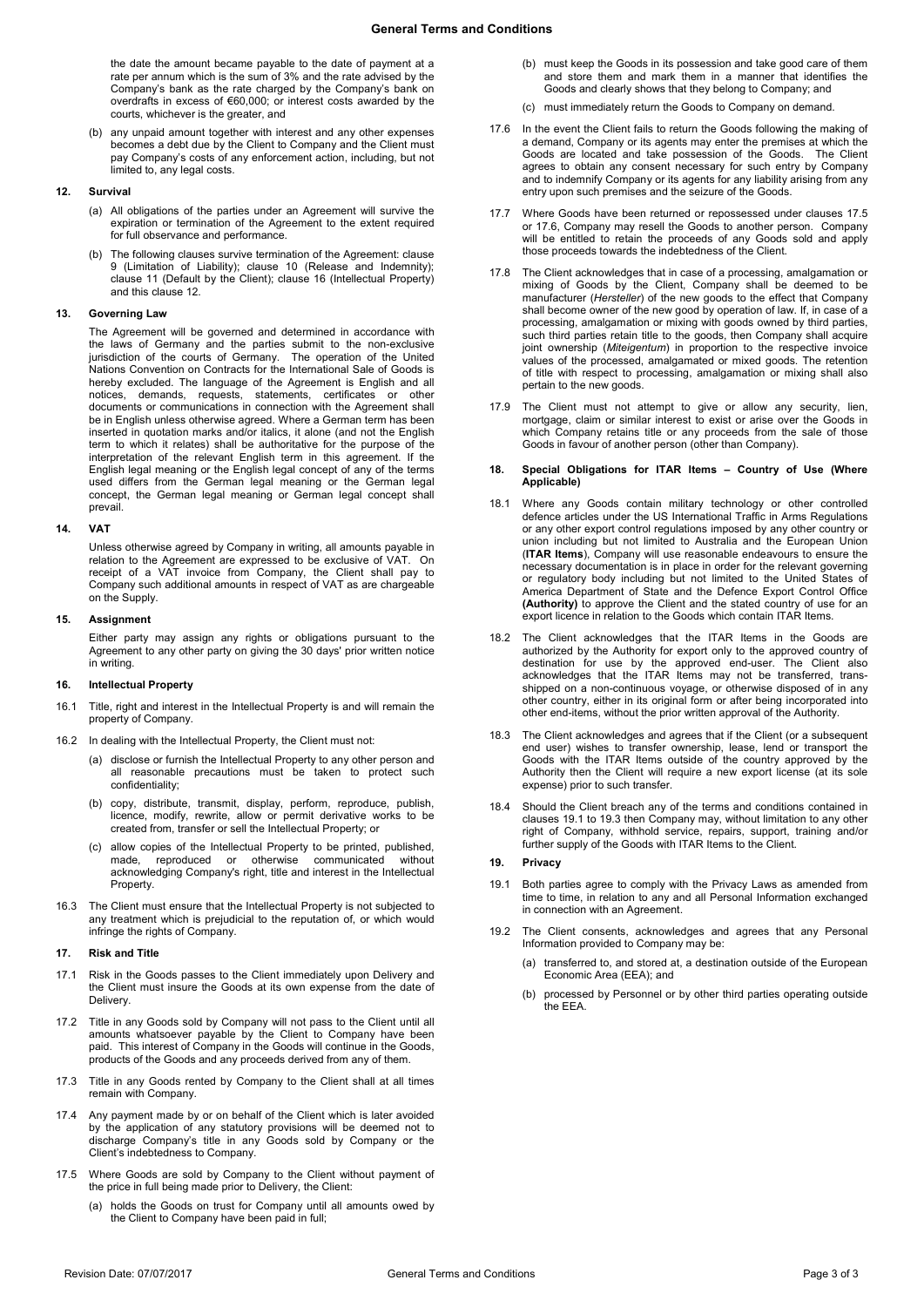the date the amount became payable to the date of payment at a rate per annum which is the sum of 3% and the rate advised by the Company's bank as the rate charged by the Company's bank on overdrafts in excess of €60,000; or interest costs awarded by the courts, whichever is the greater, and

(b) any unpaid amount together with interest and any other expenses becomes a debt due by the Client to Company and the Client must pay Company's costs of any enforcement action, including, but not limited to, any legal costs.

## 12. Survival

(a) All obligations of the parties under an Agreement will survive the expiration or termination of the Agreement to the extent required for full observance and performance.

(b) The following clauses survive termination of the Agreement: clause 9 (Limitation of Liability); clause 10 (Release and Indemnity); clause 11 (Default by the Client); clause 16 (Intellectual Property) and this clause 12.

## 13. Governing Law

The Agreement will be governed and determined in accordance with the laws of Germany and the parties submit to the non-exclusive jurisdiction of the courts of Germany. The operation of the United Nations Convention on Contracts for the International Sale of Goods is hereby excluded. The language of the Agreement is English and all notices, demands, requests, statements, certificates or other documents or communications in connection with the Agreement shall be in English unless otherwise agreed. Where a German term has been inserted in quotation marks and/or italics, it alone (and not the English term to which it relates) shall be authoritative for the purpose of the interpretation of the relevant English term in this agreement. If the English legal meaning or the English legal concept of any of the terms used differs from the German legal meaning or the German legal concept, the German legal meaning or German legal concept shall prevail.

## 14. VAT

Unless otherwise agreed by Company in writing, all amounts payable in relation to the Agreement are expressed to be exclusive of VAT. On receipt of a VAT invoice from Company, the Client shall pay to Company such additional amounts in respect of VAT as are chargeable on the Supply.

## 15. Assignment

Either party may assign any rights or obligations pursuant to the Agreement to any other party on giving the 30 days' prior written notice in writing.

## 16. Intellectual Property

16.1 Title, right and interest in the Intellectual Property is and will remain the property of Company.

16.2 In dealing with the Intellectual Property, the Client must not:

(a) disclose or furnish the Intellectual Property to any other person and all reasonable precautions must be taken to protect such confidentiality;

(b) copy, distribute, transmit, display, perform, reproduce, publish, licence, modify, rewrite, allow or permit derivative works to be created from, transfer or sell the Intellectual Property; or

(c) allow copies of the Intellectual Property to be printed, published, made, reproduced or otherwise communicated without acknowledging Company's right, title and interest in the Intellectual Property.

16.3 The Client must ensure that the Intellectual Property is not subjected to any treatment which is prejudicial to the reputation of, or which would infringe the rights of Company.

## 17. Risk and Title

17.1 Risk in the Goods passes to the Client immediately upon Delivery and the Client must insure the Goods at its own expense from the date of Delivery.

17.2 Title in any Goods sold by Company will not pass to the Client until all amounts whatsoever payable by the Client to Company have been paid. This interest of Company in the Goods will continue in the Goods, products of the Goods and any proceeds derived from any of them.

17.3 Title in any Goods rented by Company to the Client shall at all times remain with Company.

17.4 Any payment made by or on behalf of the Client which is later avoided by the application of any statutory provisions will be deemed not to discharge Company's title in any Goods sold by Company or the Client's indebtedness to Company.

17.5 Where Goods are sold by Company to the Client without payment of the price in full being made prior to Delivery, the Client:

(a) holds the Goods on trust for Company until all amounts owed by the Client to Company have been paid in full;

(b) must keep the Goods in its possession and take good care of them and store them and mark them in a manner that identifies the Goods and clearly shows that they belong to Company; and

(c) must immediately return the Goods to Company on demand.

17.6 In the event the Client fails to return the Goods following the making of a demand, Company or its agents may enter the premises at which the Goods are located and take possession of the Goods. The Client agrees to obtain any consent necessary for such entry by Company and to indemnify Company or its agents for any liability arising from any entry upon such premises and the seizure of the Goods.

17.7 Where Goods have been returned or repossessed under clauses 17.5 or 17.6, Company may resell the Goods to another person. Company will be entitled to retain the proceeds of any Goods sold and apply those proceeds towards the indebtedness of the Client.

17.8 The Client acknowledges that in case of a processing, amalgamation or mixing of Goods by the Client, Company shall be deemed to be manufacturer (*Hersteller*) of the new goods to the effect that Company shall become owner of the new good by operation of law. If, in case of a processing, amalgamation or mixing with goods owned by third parties, such third parties retain title to the goods, then Company shall acquire joint ownership (*Miteigentum*) in proportion to the respective invoice values of the processed, amalgamated or mixed goods. The retention of title with respect to processing, amalgamation or mixing shall also pertain to the new goods.

17.9 The Client must not attempt to give or allow any security, lien, mortgage, claim or similar interest to exist or arise over the Goods in which Company retains title or any proceeds from the sale of those Goods in favour of another person (other than Company).

## 18. Special Obligations for ITAR Items – Country of Use (Where Applicable)

18.1 Where any Goods contain military technology or other controlled defence articles under the US International Traffic in Arms Regulations or any other export control regulations imposed by any other country or union including but not limited to Australia and the European Union (**ITAR Items**), Company will use reasonable endeavours to ensure the necessary documentation is in place in order for the relevant governing or regulatory body including but not limited to the United States of America Department of State and the Defence Export Control Office **(Authority)** to approve the Client and the stated country of use for an export licence in relation to the Goods which contain ITAR Items.

18.2 The Client acknowledges that the ITAR Items in the Goods are authorized by the Authority for export only to the approved country of destination for use by the approved end-user. The Client also acknowledges that the ITAR Items may not be transferred, trans-shipped on a non-continuous voyage, or otherwise disposed of in any other country, either in its original form or after being incorporated into other end-items, without the prior written approval of the Authority.

18.3 The Client acknowledges and agrees that if the Client (or a subsequent end user) wishes to transfer ownership, lease, lend or transport the Goods with the ITAR Items outside of the country approved by the Authority then the Client will require a new export license (at its sole expense) prior to such transfer.

18.4 Should the Client breach any of the terms and conditions contained in clauses 19.1 to 19.3 then Company may, without limitation to any other right of Company, withhold service, repairs, support, training and/or further supply of the Goods with ITAR Items to the Client.

## 19. Privacy

19.1 Both parties agree to comply with the Privacy Laws as amended from time to time, in relation to any and all Personal Information exchanged in connection with an Agreement.

19.2 The Client consents, acknowledges and agrees that any Personal Information provided to Company may be:

(a) transferred to, and stored at, a destination outside of the European Economic Area (EEA); and

(b) processed by Personnel or by other third parties operating outside the EEA.